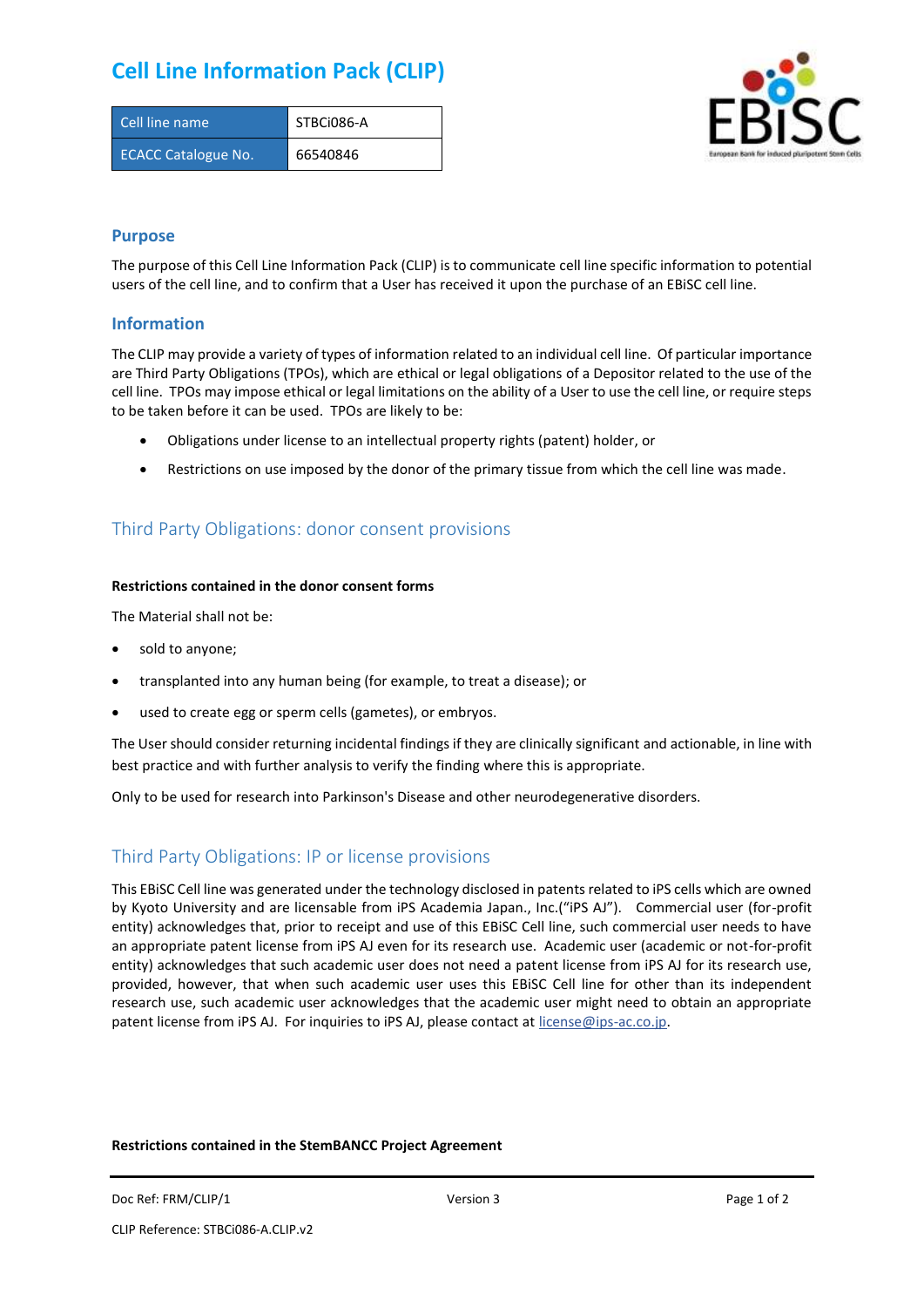# Cell Line Information Pack (CLIP)

| Cell line name | STBCi086-A |
|---|---|
| ECACC Catalogue No. | 66540846 |

## Purpose

The purpose of this Cell Line Information Pack (CLIP) is to communicate cell line specific information to potential users of the cell line, and to confirm that a User has received it upon the purchase of an EBiSC cell line.

## Information

The CLIP may provide a variety of types of information related to an individual cell line. Of particular importance are Third Party Obligations (TPOs), which are ethical or legal obligations of a Depositor related to the use of the cell line. TPOs may impose ethical or legal limitations on the ability of a User to use the cell line, or require steps to be taken before it can be used. TPOs are likely to be:

- Obligations under license to an intellectual property rights (patent) holder, or
- Restrictions on use imposed by the donor of the primary tissue from which the cell line was made.

## Third Party Obligations: donor consent provisions

**Restrictions contained in the donor consent forms**

The Material shall not be:

- sold to anyone;
- transplanted into any human being (for example, to treat a disease); or
- used to create egg or sperm cells (gametes), or embryos.

The User should consider returning incidental findings if they are clinically significant and actionable, in line with best practice and with further analysis to verify the finding where this is appropriate.

Only to be used for research into Parkinson's Disease and other neurodegenerative disorders.

## Third Party Obligations: IP or license provisions

This EBiSC Cell line was generated under the technology disclosed in patents related to iPS cells which are owned by Kyoto University and are licensable from iPS Academia Japan., Inc.("iPS AJ"). Commercial user (for-profit entity) acknowledges that, prior to receipt and use of this EBiSC Cell line, such commercial user needs to have an appropriate patent license from iPS AJ even for its research use. Academic user (academic or not-for-profit entity) acknowledges that such academic user does not need a patent license from iPS AJ for its research use, provided, however, that when such academic user uses this EBiSC Cell line for other than its independent research use, such academic user acknowledges that the academic user might need to obtain an appropriate patent license from iPS AJ. For inquiries to iPS AJ, please contact at license@ips-ac.co.jp.

**Restrictions contained in the StemBANCC Project Agreement**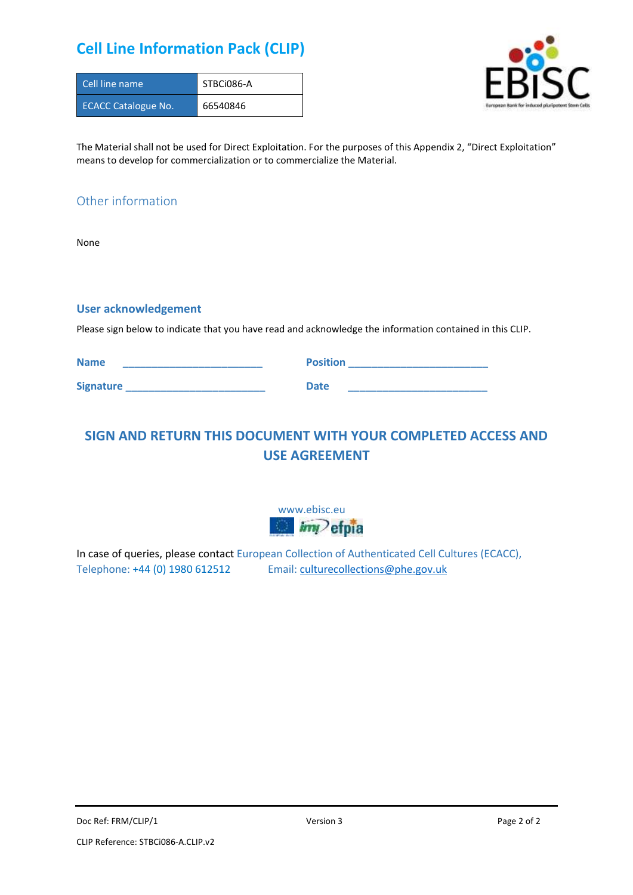# Cell Line Information Pack (CLIP)

| | |
|---|---|
| Cell line name | STBCi086-A |
| ECACC Catalogue No. | 66540846 |

The Material shall not be used for Direct Exploitation. For the purposes of this Appendix 2, "Direct Exploitation" means to develop for commercialization or to commercialize the Material.

## Other information

None

### User acknowledgement

Please sign below to indicate that you have read and acknowledge the information contained in this CLIP.

**Name** ________________________ **Position** ________________________

**Signature** ________________________ **Date** ________________________

## SIGN AND RETURN THIS DOCUMENT WITH YOUR COMPLETED ACCESS AND USE AGREEMENT

www.ebisc.eu

In case of queries, please contact European Collection of Authenticated Cell Cultures (ECACC), Telephone: +44 (0) 1980 612512 Email: culturecollections@phe.gov.uk

Doc Ref: FRM/CLIP/1 Version 3

CLIP Reference: STBCi086-A.CLIP.v2